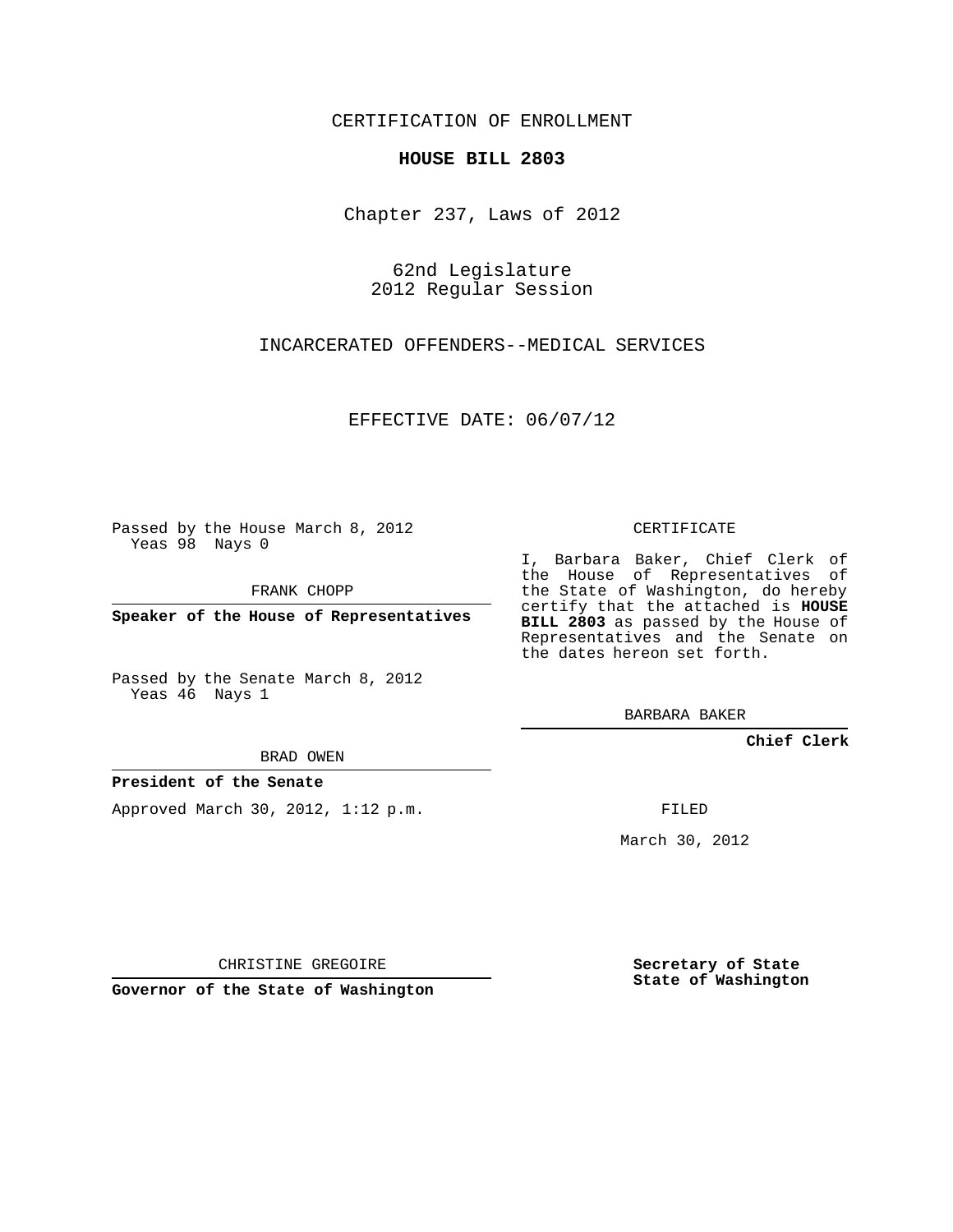CERTIFICATION OF ENROLLMENT

**HOUSE BILL 2803**

Chapter 237, Laws of 2012

62nd Legislature
2012 Regular Session

INCARCERATED OFFENDERS--MEDICAL SERVICES

EFFECTIVE DATE: 06/07/12

Passed by the House March 8, 2012
Yeas 98 Nays 0

FRANK CHOPP

**Speaker of the House of Representatives**

Passed by the Senate March 8, 2012
Yeas 46 Nays 1

BRAD OWEN

**President of the Senate**

Approved March 30, 2012, 1:12 p.m.

CHRISTINE GREGOIRE

**Governor of the State of Washington**

CERTIFICATE

I, Barbara Baker, Chief Clerk of the House of Representatives of the State of Washington, do hereby certify that the attached is **HOUSE BILL 2803** as passed by the House of Representatives and the Senate on the dates hereon set forth.

BARBARA BAKER

**Chief Clerk**

FILED

March 30, 2012

**Secretary of State**
**State of Washington**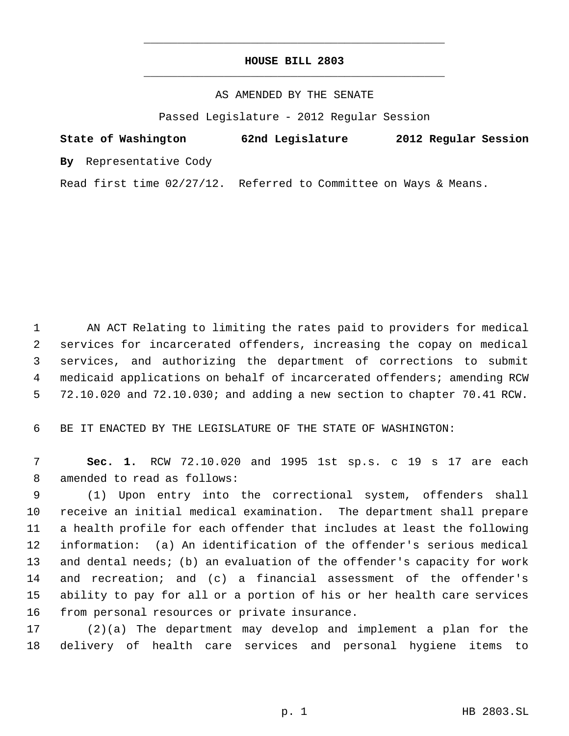# HOUSE BILL 2803

AS AMENDED BY THE SENATE

Passed Legislature - 2012 Regular Session

**State of Washington 62nd Legislature 2012 Regular Session**

**By** Representative Cody

Read first time 02/27/12. Referred to Committee on Ways & Means.

1 AN ACT Relating to limiting the rates paid to providers for medical
2 services for incarcerated offenders, increasing the copay on medical
3 services, and authorizing the department of corrections to submit
4 medicaid applications on behalf of incarcerated offenders; amending RCW
5 72.10.020 and 72.10.030; and adding a new section to chapter 70.41 RCW.

6 BE IT ENACTED BY THE LEGISLATURE OF THE STATE OF WASHINGTON:

7 **Sec. 1.** RCW 72.10.020 and 1995 1st sp.s. c 19 s 17 are each
8 amended to read as follows:

9 (1) Upon entry into the correctional system, offenders shall
10 receive an initial medical examination. The department shall prepare
11 a health profile for each offender that includes at least the following
12 information: (a) An identification of the offender's serious medical
13 and dental needs; (b) an evaluation of the offender's capacity for work
14 and recreation; and (c) a financial assessment of the offender's
15 ability to pay for all or a portion of his or her health care services
16 from personal resources or private insurance.

17 (2)(a) The department may develop and implement a plan for the
18 delivery of health care services and personal hygiene items to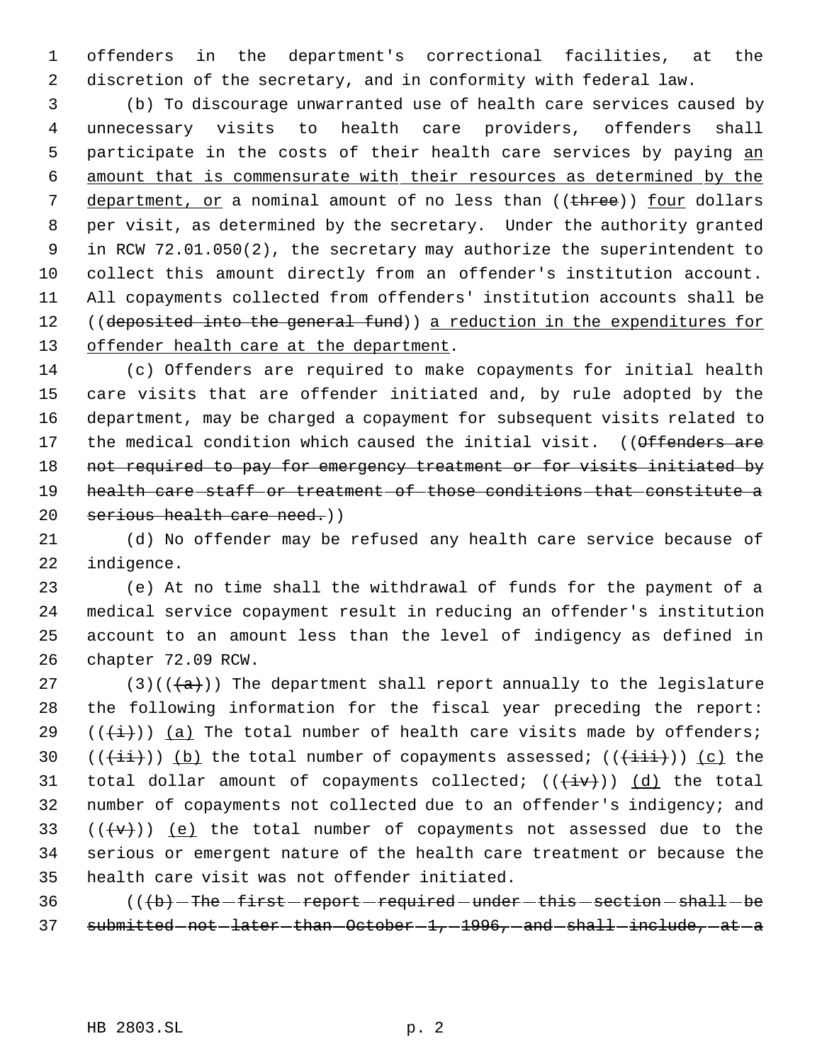offenders in the department's correctional facilities, at the discretion of the secretary, and in conformity with federal law.

(b) To discourage unwarranted use of health care services caused by unnecessary visits to health care providers, offenders shall participate in the costs of their health care services by paying <u>an amount that is commensurate with their resources as determined by the department, or</u> a nominal amount of no less than ((~~three~~)) <u>four</u> dollars per visit, as determined by the secretary. Under the authority granted in RCW 72.01.050(2), the secretary may authorize the superintendent to collect this amount directly from an offender's institution account. All copayments collected from offenders' institution accounts shall be ((~~deposited into the general fund~~)) <u>a reduction in the expenditures for offender health care at the department</u>.

(c) Offenders are required to make copayments for initial health care visits that are offender initiated and, by rule adopted by the department, may be charged a copayment for subsequent visits related to the medical condition which caused the initial visit. ((~~Offenders are not required to pay for emergency treatment or for visits initiated by health care staff or treatment of those conditions that constitute a serious health care need.~~))

(d) No offender may be refused any health care service because of indigence.

(e) At no time shall the withdrawal of funds for the payment of a medical service copayment result in reducing an offender's institution account to an amount less than the level of indigency as defined in chapter 72.09 RCW.

(3)((~~(a)~~)) The department shall report annually to the legislature the following information for the fiscal year preceding the report: ((~~(i)~~)) <u>(a)</u> The total number of health care visits made by offenders; ((~~(ii)~~)) <u>(b)</u> the total number of copayments assessed; ((~~(iii)~~)) <u>(c)</u> the total dollar amount of copayments collected; ((~~(iv)~~)) <u>(d)</u> the total number of copayments not collected due to an offender's indigency; and ((~~(v)~~)) <u>(e)</u> the total number of copayments not assessed due to the serious or emergent nature of the health care treatment or because the health care visit was not offender initiated.

((~~(b) The first report required under this section shall be submitted not later than October 1, 1996, and shall include, at a~~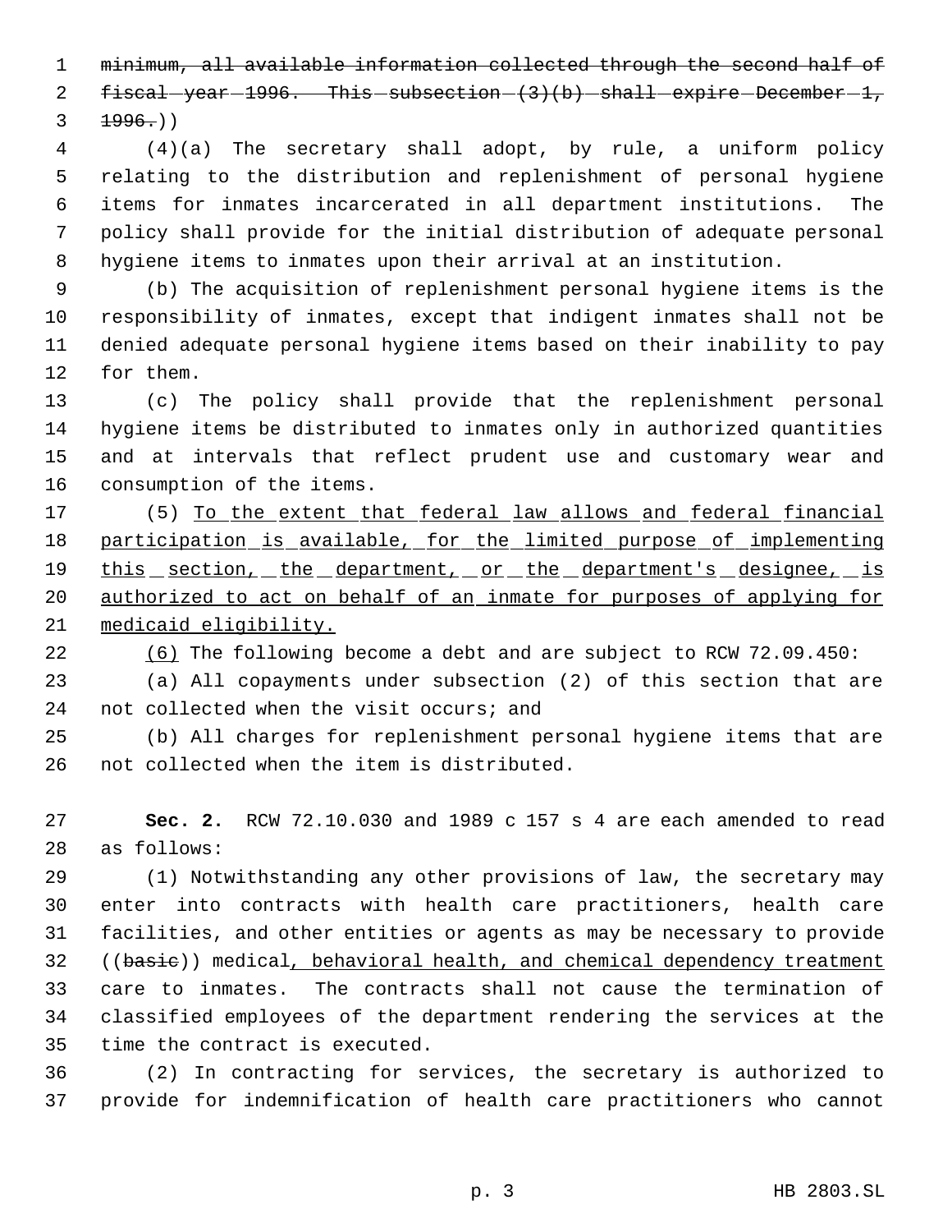~~minimum, all available information collected through the second half of fiscal year 1996. This subsection (3)(b) shall expire December 1, 1996.~~))

(4)(a) The secretary shall adopt, by rule, a uniform policy relating to the distribution and replenishment of personal hygiene items for inmates incarcerated in all department institutions. The policy shall provide for the initial distribution of adequate personal hygiene items to inmates upon their arrival at an institution.

(b) The acquisition of replenishment personal hygiene items is the responsibility of inmates, except that indigent inmates shall not be denied adequate personal hygiene items based on their inability to pay for them.

(c) The policy shall provide that the replenishment personal hygiene items be distributed to inmates only in authorized quantities and at intervals that reflect prudent use and customary wear and consumption of the items.

(5) <u>To the extent that federal law allows and federal financial participation is available, for the limited purpose of implementing this section, the department, or the department's designee, is authorized to act on behalf of an inmate for purposes of applying for medicaid eligibility.</u>

<u>(6)</u> The following become a debt and are subject to RCW 72.09.450:

(a) All copayments under subsection (2) of this section that are not collected when the visit occurs; and

(b) All charges for replenishment personal hygiene items that are not collected when the item is distributed.

**Sec. 2.** RCW 72.10.030 and 1989 c 157 s 4 are each amended to read as follows:

(1) Notwithstanding any other provisions of law, the secretary may enter into contracts with health care practitioners, health care facilities, and other entities or agents as may be necessary to provide ((~~basic~~)) medical<u>, behavioral health, and chemical dependency treatment</u> care to inmates. The contracts shall not cause the termination of classified employees of the department rendering the services at the time the contract is executed.

(2) In contracting for services, the secretary is authorized to provide for indemnification of health care practitioners who cannot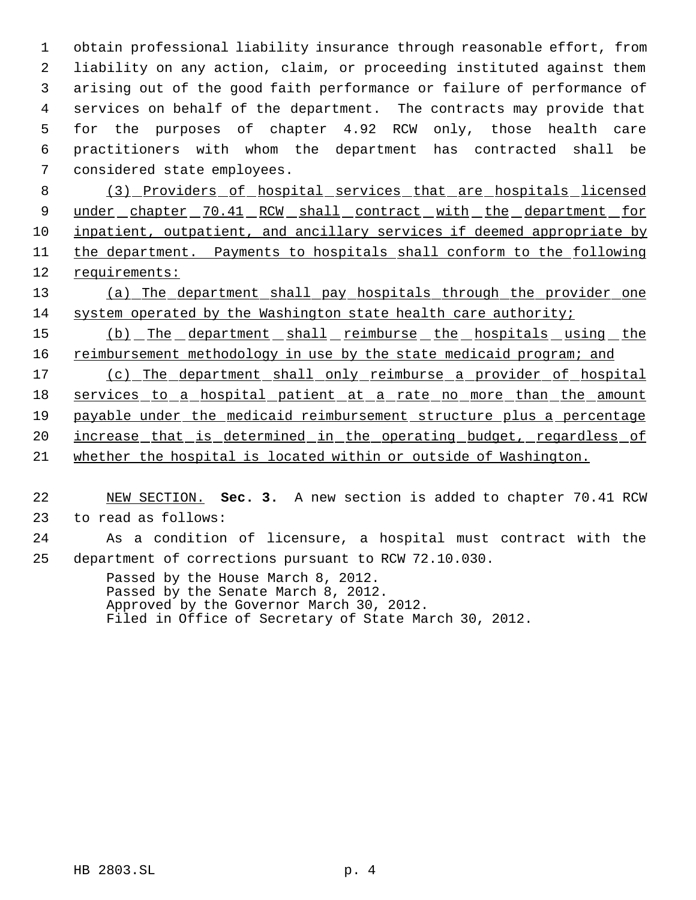obtain professional liability insurance through reasonable effort, from liability on any action, claim, or proceeding instituted against them arising out of the good faith performance or failure of performance of services on behalf of the department. The contracts may provide that for the purposes of chapter 4.92 RCW only, those health care practitioners with whom the department has contracted shall be considered state employees.

(3) Providers of hospital services that are hospitals licensed under chapter 70.41 RCW shall contract with the department for inpatient, outpatient, and ancillary services if deemed appropriate by the department. Payments to hospitals shall conform to the following requirements:

(a) The department shall pay hospitals through the provider one system operated by the Washington state health care authority;

(b) The department shall reimburse the hospitals using the reimbursement methodology in use by the state medicaid program; and

(c) The department shall only reimburse a provider of hospital services to a hospital patient at a rate no more than the amount payable under the medicaid reimbursement structure plus a percentage increase that is determined in the operating budget, regardless of whether the hospital is located within or outside of Washington.

NEW SECTION. **Sec. 3.** A new section is added to chapter 70.41 RCW to read as follows:

As a condition of licensure, a hospital must contract with the department of corrections pursuant to RCW 72.10.030.

Passed by the House March 8, 2012.
Passed by the Senate March 8, 2012.
Approved by the Governor March 30, 2012.
Filed in Office of Secretary of State March 30, 2012.